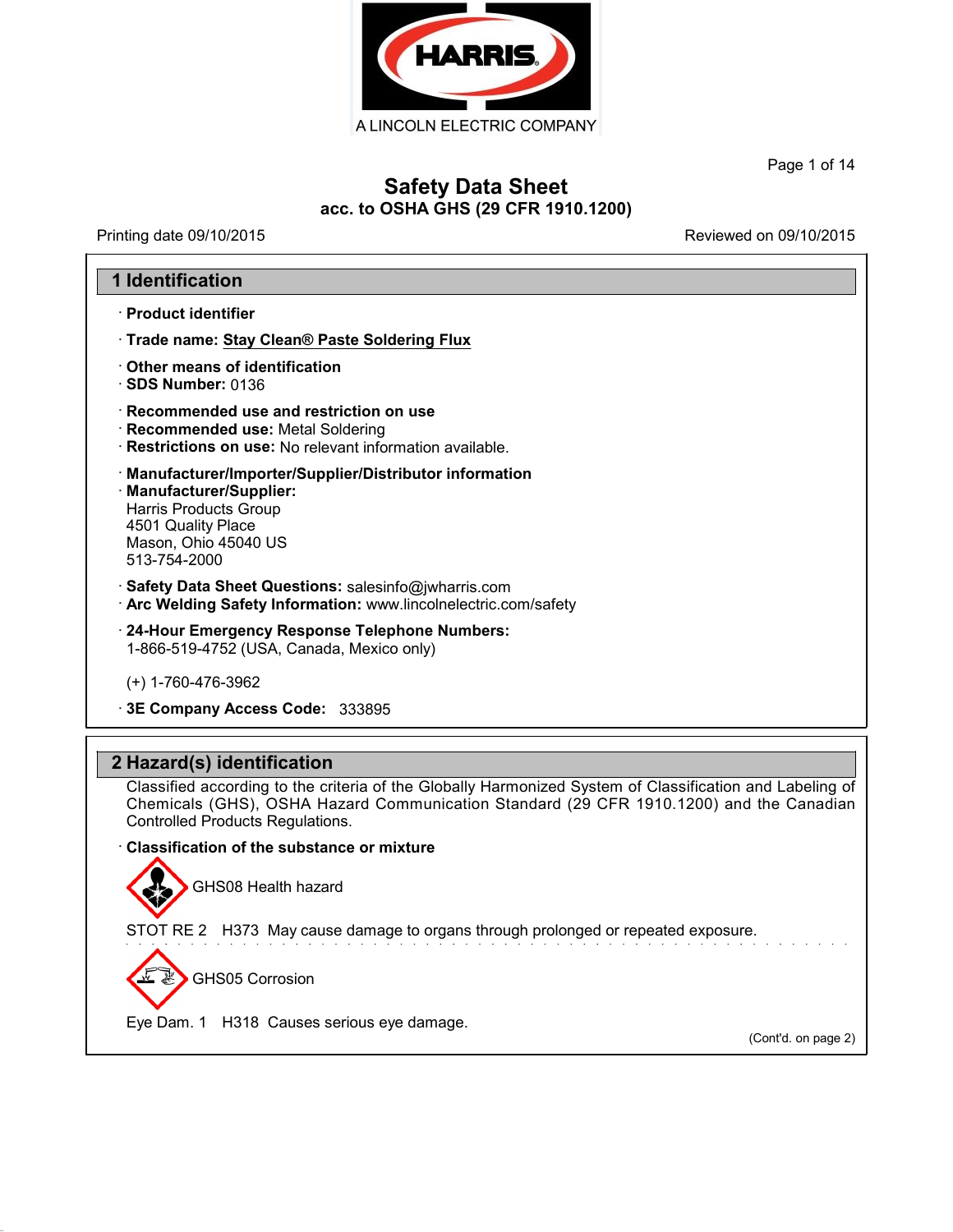HARRIS

A LINCOLN ELECTRIC COMPANY

# Safety Data Sheet

**acc. to OSHA GHS (29 CFR 1910.1200)**

Printing date 09/10/2015 Reviewed on 09/10/2015

## 1 Identification

· **Product identifier**

· **Trade name: Stay Clean® Paste Soldering Flux**

· **Other means of identification**
· **SDS Number:** 0136

· **Recommended use and restriction on use**
· **Recommended use:** Metal Soldering
· **Restrictions on use:** No relevant information available.

· **Manufacturer/Importer/Supplier/Distributor information**
· **Manufacturer/Supplier:**
Harris Products Group
4501 Quality Place
Mason, Ohio 45040 US
513-754-2000

· **Safety Data Sheet Questions:** salesinfo@jwharris.com
· **Arc Welding Safety Information:** www.lincolnelectric.com/safety

· **24-Hour Emergency Response Telephone Numbers:**
1-866-519-4752 (USA, Canada, Mexico only)

(+) 1-760-476-3962

· **3E Company Access Code:** 333895

## 2 Hazard(s) identification

Classified according to the criteria of the Globally Harmonized System of Classification and Labeling of Chemicals (GHS), OSHA Hazard Communication Standard (29 CFR 1910.1200) and the Canadian Controlled Products Regulations.

· **Classification of the substance or mixture**

GHS08 Health hazard

STOT RE 2 H373 May cause damage to organs through prolonged or repeated exposure.

GHS05 Corrosion

Eye Dam. 1 H318 Causes serious eye damage.

(Cont'd. on page 2)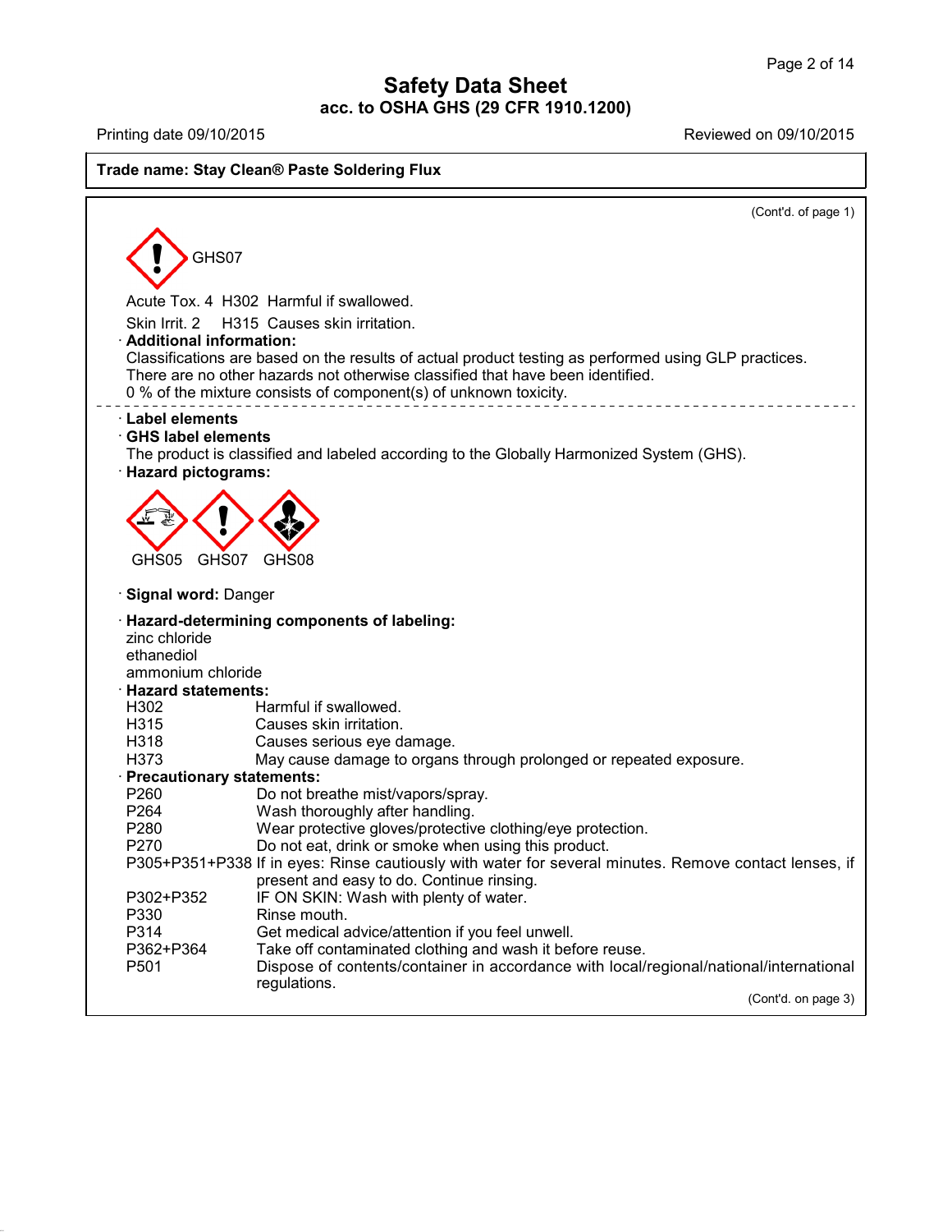**Safety Data Sheet**
**acc. to OSHA GHS (29 CFR 1910.1200)**

Printing date 09/10/2015 | Reviewed on 09/10/2015

**Trade name: Stay Clean® Paste Soldering Flux**

(Cont'd. of page 1)

GHS07

Acute Tox. 4 H302 Harmful if swallowed.

Skin Irrit. 2 H315 Causes skin irritation.

· **Additional information:**
Classifications are based on the results of actual product testing as performed using GLP practices.
There are no other hazards not otherwise classified that have been identified.
0 % of the mixture consists of component(s) of unknown toxicity.

---

· **Label elements**
· **GHS label elements**
The product is classified and labeled according to the Globally Harmonized System (GHS).
· **Hazard pictograms:**

GHS05 GHS07 GHS08

· **Signal word:** Danger

· **Hazard-determining components of labeling:**
zinc chloride
ethanediol
ammonium chloride

· **Hazard statements:**

| | |
|---|---|
| H302 | Harmful if swallowed. |
| H315 | Causes skin irritation. |
| H318 | Causes serious eye damage. |
| H373 | May cause damage to organs through prolonged or repeated exposure. |

· **Precautionary statements:**

| | |
|---|---|
| P260 | Do not breathe mist/vapors/spray. |
| P264 | Wash thoroughly after handling. |
| P280 | Wear protective gloves/protective clothing/eye protection. |
| P270 | Do not eat, drink or smoke when using this product. |
| P305+P351+P338 | If in eyes: Rinse cautiously with water for several minutes. Remove contact lenses, if present and easy to do. Continue rinsing. |
| P302+P352 | IF ON SKIN: Wash with plenty of water. |
| P330 | Rinse mouth. |
| P314 | Get medical advice/attention if you feel unwell. |
| P362+P364 | Take off contaminated clothing and wash it before reuse. |
| P501 | Dispose of contents/container in accordance with local/regional/national/international regulations. |

(Cont'd. on page 3)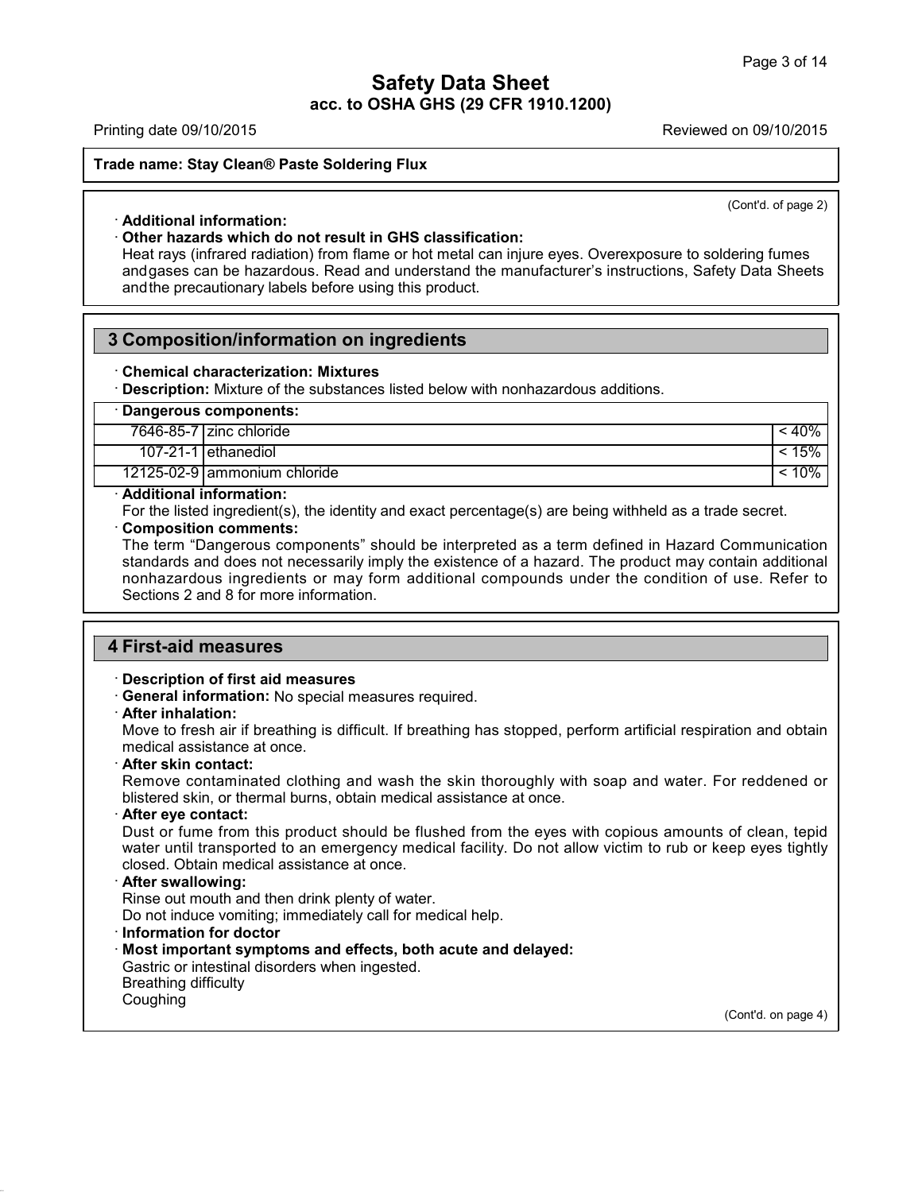(Cont'd. of page 2)

· **Additional information:**

· **Other hazards which do not result in GHS classification:**

Heat rays (infrared radiation) from flame or hot metal can injure eyes. Overexposure to soldering fumes andgases can be hazardous. Read and understand the manufacturer's instructions, Safety Data Sheets andthe precautionary labels before using this product.

## 3 Composition/information on ingredients

· **Chemical characterization: Mixtures**

· **Description:** Mixture of the substances listed below with nonhazardous additions.

| · **Dangerous components:** | | |
|---|---|---|
| 7646-85-7 | zinc chloride | < 40% |
| 107-21-1 | ethanediol | < 15% |
| 12125-02-9 | ammonium chloride | < 10% |

· **Additional information:**

For the listed ingredient(s), the identity and exact percentage(s) are being withheld as a trade secret.

· **Composition comments:**

The term "Dangerous components" should be interpreted as a term defined in Hazard Communication standards and does not necessarily imply the existence of a hazard. The product may contain additional nonhazardous ingredients or may form additional compounds under the condition of use. Refer to Sections 2 and 8 for more information.

## 4 First-aid measures

· **Description of first aid measures**

· **General information:** No special measures required.

· **After inhalation:**

Move to fresh air if breathing is difficult. If breathing has stopped, perform artificial respiration and obtain medical assistance at once.

· **After skin contact:**

Remove contaminated clothing and wash the skin thoroughly with soap and water. For reddened or blistered skin, or thermal burns, obtain medical assistance at once.

· **After eye contact:**

Dust or fume from this product should be flushed from the eyes with copious amounts of clean, tepid water until transported to an emergency medical facility. Do not allow victim to rub or keep eyes tightly closed. Obtain medical assistance at once.

· **After swallowing:**

Rinse out mouth and then drink plenty of water.
Do not induce vomiting; immediately call for medical help.

· **Information for doctor**

· **Most important symptoms and effects, both acute and delayed:**

Gastric or intestinal disorders when ingested.
Breathing difficulty
Coughing

(Cont'd. on page 4)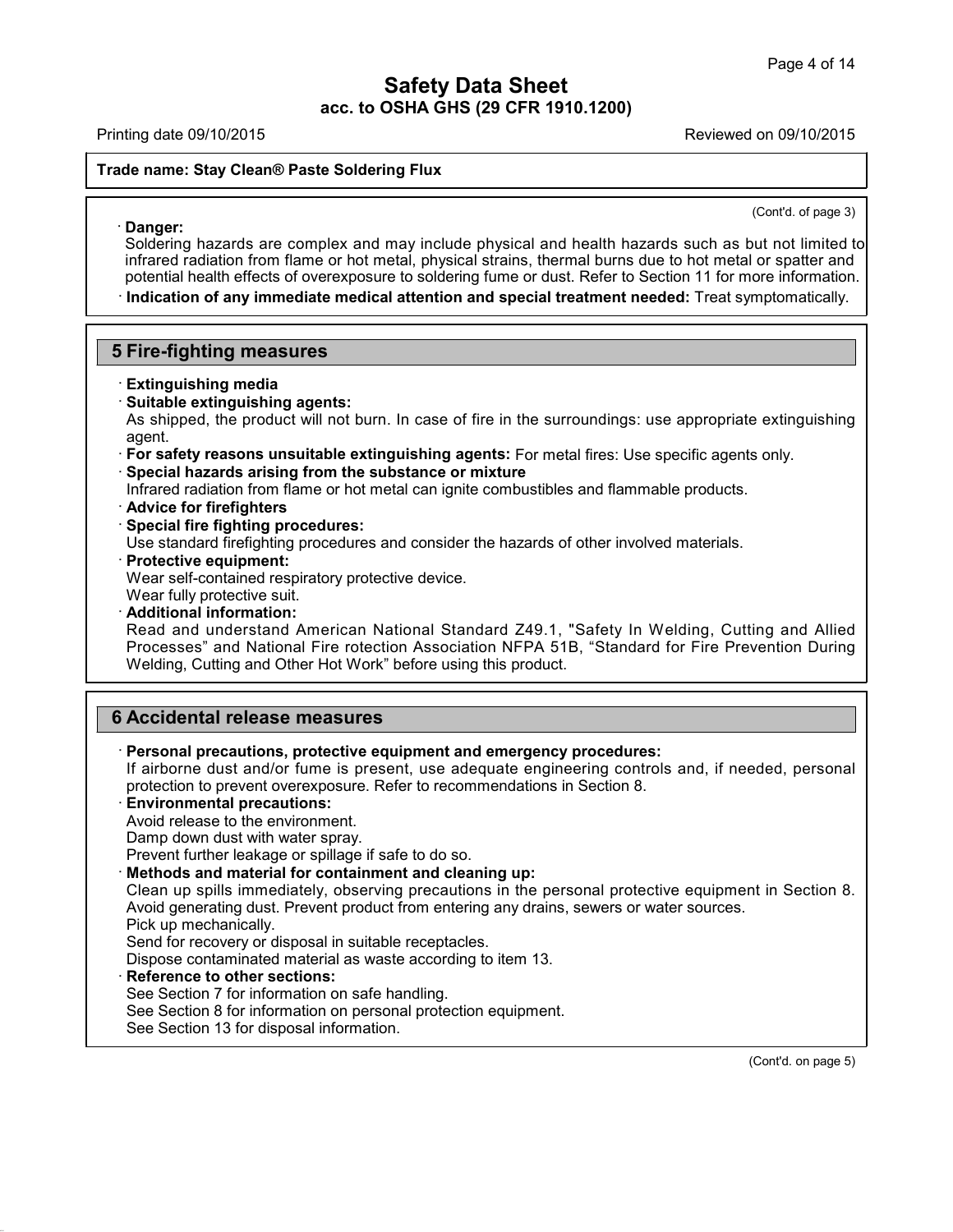**Trade name: Stay Clean® Paste Soldering Flux**

(Cont'd. of page 3)

· **Danger:**
Soldering hazards are complex and may include physical and health hazards such as but not limited to infrared radiation from flame or hot metal, physical strains, thermal burns due to hot metal or spatter and potential health effects of overexposure to soldering fume or dust. Refer to Section 11 for more information.

· **Indication of any immediate medical attention and special treatment needed:** Treat symptomatically.

## 5 Fire-fighting measures

· **Extinguishing media**

· **Suitable extinguishing agents:**
As shipped, the product will not burn. In case of fire in the surroundings: use appropriate extinguishing agent.

· **For safety reasons unsuitable extinguishing agents:** For metal fires: Use specific agents only.

· **Special hazards arising from the substance or mixture**
Infrared radiation from flame or hot metal can ignite combustibles and flammable products.

· **Advice for firefighters**

· **Special fire fighting procedures:**
Use standard firefighting procedures and consider the hazards of other involved materials.

· **Protective equipment:**
Wear self-contained respiratory protective device.
Wear fully protective suit.

· **Additional information:**
Read and understand American National Standard Z49.1, "Safety In Welding, Cutting and Allied Processes" and National Fire rotection Association NFPA 51B, "Standard for Fire Prevention During Welding, Cutting and Other Hot Work" before using this product.

## 6 Accidental release measures

· **Personal precautions, protective equipment and emergency procedures:**
If airborne dust and/or fume is present, use adequate engineering controls and, if needed, personal protection to prevent overexposure. Refer to recommendations in Section 8.

· **Environmental precautions:**
Avoid release to the environment.
Damp down dust with water spray.
Prevent further leakage or spillage if safe to do so.

· **Methods and material for containment and cleaning up:**
Clean up spills immediately, observing precautions in the personal protective equipment in Section 8.
Avoid generating dust. Prevent product from entering any drains, sewers or water sources.
Pick up mechanically.
Send for recovery or disposal in suitable receptacles.
Dispose contaminated material as waste according to item 13.

· **Reference to other sections:**
See Section 7 for information on safe handling.
See Section 8 for information on personal protection equipment.
See Section 13 for disposal information.

(Cont'd. on page 5)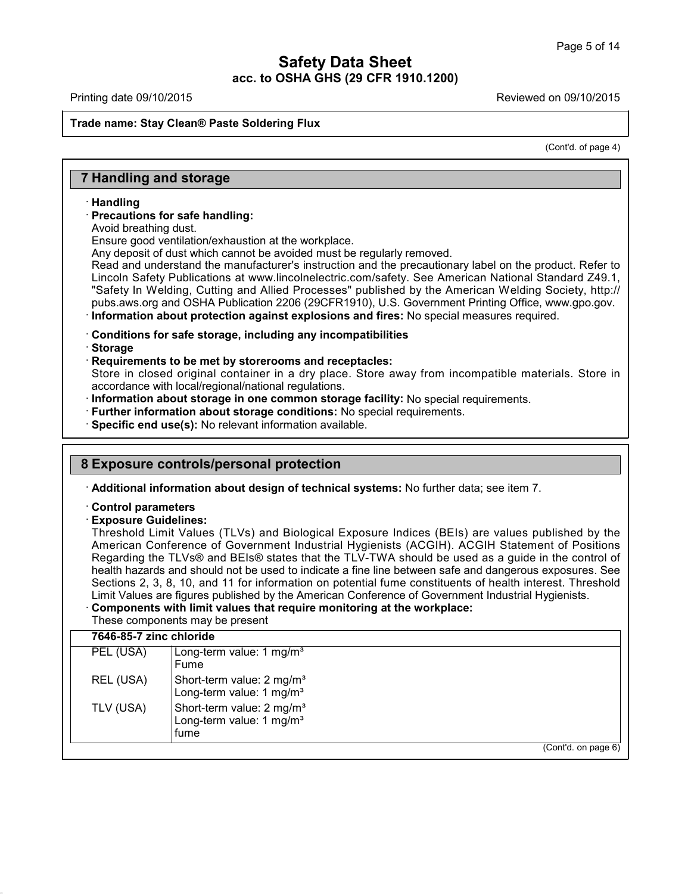**Trade name: Stay Clean® Paste Soldering Flux**

(Cont'd. of page 4)

## 7 Handling and storage

· **Handling**

· **Precautions for safe handling:**
Avoid breathing dust.
Ensure good ventilation/exhaustion at the workplace.
Any deposit of dust which cannot be avoided must be regularly removed.
Read and understand the manufacturer's instruction and the precautionary label on the product. Refer to Lincoln Safety Publications at www.lincolnelectric.com/safety. See American National Standard Z49.1, "Safety In Welding, Cutting and Allied Processes" published by the American Welding Society, http://pubs.aws.org and OSHA Publication 2206 (29CFR1910), U.S. Government Printing Office, www.gpo.gov.

· **Information about protection against explosions and fires:** No special measures required.

· **Conditions for safe storage, including any incompatibilities**

· **Storage**

· **Requirements to be met by storerooms and receptacles:**
Store in closed original container in a dry place. Store away from incompatible materials. Store in accordance with local/regional/national regulations.

· **Information about storage in one common storage facility:** No special requirements.

· **Further information about storage conditions:** No special requirements.

· **Specific end use(s):** No relevant information available.

## 8 Exposure controls/personal protection

· **Additional information about design of technical systems:** No further data; see item 7.

· **Control parameters**

· **Exposure Guidelines:**
Threshold Limit Values (TLVs) and Biological Exposure Indices (BEIs) are values published by the American Conference of Government Industrial Hygienists (ACGIH). ACGIH Statement of Positions Regarding the TLVs® and BEIs® states that the TLV-TWA should be used as a guide in the control of health hazards and should not be used to indicate a fine line between safe and dangerous exposures. See Sections 2, 3, 8, 10, and 11 for information on potential fume constituents of health interest. Threshold Limit Values are figures published by the American Conference of Government Industrial Hygienists.

· **Components with limit values that require monitoring at the workplace:**
These components may be present

| **7646-85-7 zinc chloride** | |
|---|---|
| PEL (USA) | Long-term value: 1 mg/m³<br>Fume |
| REL (USA) | Short-term value: 2 mg/m³<br>Long-term value: 1 mg/m³ |
| TLV (USA) | Short-term value: 2 mg/m³<br>Long-term value: 1 mg/m³<br>fume |

(Cont'd. on page 6)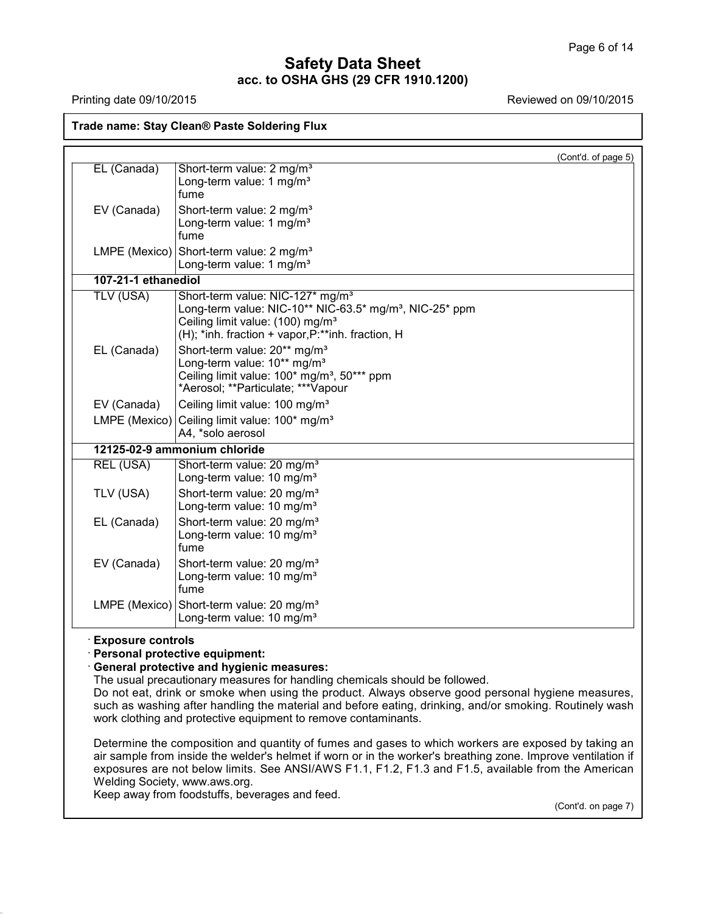**Trade name: Stay Clean® Paste Soldering Flux**

(Cont'd. of page 5)

| | |
|---|---|
| EL (Canada) | Short-term value: 2 mg/m³<br>Long-term value: 1 mg/m³<br>fume |
| EV (Canada) | Short-term value: 2 mg/m³<br>Long-term value: 1 mg/m³<br>fume |
| LMPE (Mexico) | Short-term value: 2 mg/m³<br>Long-term value: 1 mg/m³ |
| **107-21-1 ethanediol** | |
| TLV (USA) | Short-term value: NIC-127* mg/m³<br>Long-term value: NIC-10** NIC-63.5* mg/m³, NIC-25* ppm<br>Ceiling limit value: (100) mg/m³<br>(H); *inh. fraction + vapor,P:**inh. fraction, H |
| EL (Canada) | Short-term value: 20** mg/m³<br>Long-term value: 10** mg/m³<br>Ceiling limit value: 100* mg/m³, 50*** ppm<br>*Aerosol; **Particulate; ***Vapour |
| EV (Canada) | Ceiling limit value: 100 mg/m³ |
| LMPE (Mexico) | Ceiling limit value: 100* mg/m³<br>A4, *solo aerosol |
| **12125-02-9 ammonium chloride** | |
| REL (USA) | Short-term value: 20 mg/m³<br>Long-term value: 10 mg/m³ |
| TLV (USA) | Short-term value: 20 mg/m³<br>Long-term value: 10 mg/m³ |
| EL (Canada) | Short-term value: 20 mg/m³<br>Long-term value: 10 mg/m³<br>fume |
| EV (Canada) | Short-term value: 20 mg/m³<br>Long-term value: 10 mg/m³<br>fume |
| LMPE (Mexico) | Short-term value: 20 mg/m³<br>Long-term value: 10 mg/m³ |

· **Exposure controls**

· **Personal protective equipment:**

· **General protective and hygienic measures:**

The usual precautionary measures for handling chemicals should be followed.

Do not eat, drink or smoke when using the product. Always observe good personal hygiene measures, such as washing after handling the material and before eating, drinking, and/or smoking. Routinely wash work clothing and protective equipment to remove contaminants.

Determine the composition and quantity of fumes and gases to which workers are exposed by taking an air sample from inside the welder's helmet if worn or in the worker's breathing zone. Improve ventilation if exposures are not below limits. See ANSI/AWS F1.1, F1.2, F1.3 and F1.5, available from the American Welding Society, www.aws.org.

Keep away from foodstuffs, beverages and feed.

(Cont'd. on page 7)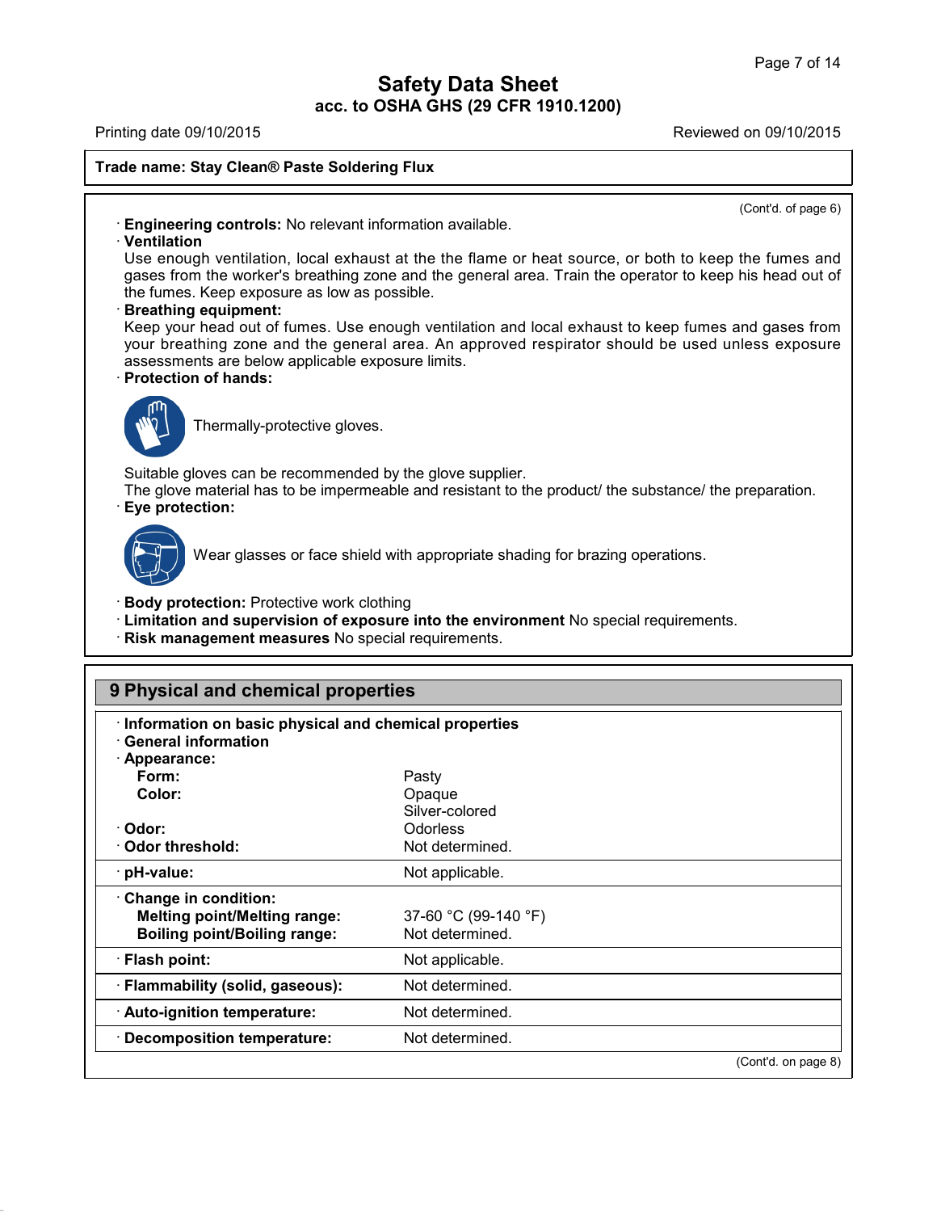**Safety Data Sheet**
**acc. to OSHA GHS (29 CFR 1910.1200)**

Printing date 09/10/2015 — Reviewed on 09/10/2015

**Trade name: Stay Clean® Paste Soldering Flux**

(Cont'd. of page 6)

· **Engineering controls:** No relevant information available.

· **Ventilation**
Use enough ventilation, local exhaust at the the flame or heat source, or both to keep the fumes and gases from the worker's breathing zone and the general area. Train the operator to keep his head out of the fumes. Keep exposure as low as possible.

· **Breathing equipment:**
Keep your head out of fumes. Use enough ventilation and local exhaust to keep fumes and gases from your breathing zone and the general area. An approved respirator should be used unless exposure assessments are below applicable exposure limits.

· **Protection of hands:**

Thermally-protective gloves.

Suitable gloves can be recommended by the glove supplier.
The glove material has to be impermeable and resistant to the product/ the substance/ the preparation.

· **Eye protection:**

Wear glasses or face shield with appropriate shading for brazing operations.

· **Body protection:** Protective work clothing
· **Limitation and supervision of exposure into the environment** No special requirements.
· **Risk management measures** No special requirements.

## 9 Physical and chemical properties

· **Information on basic physical and chemical properties**
· **General information**
· **Appearance:**

| | |
|---|---|
| **Form:** | Pasty |
| **Color:** | Opaque<br>Silver-colored |
| · **Odor:** | Odorless |
| · **Odor threshold:** | Not determined. |
| · **pH-value:** | Not applicable. |
| · **Change in condition:** | |
| **Melting point/Melting range:** | 37-60 °C (99-140 °F) |
| **Boiling point/Boiling range:** | Not determined. |
| · **Flash point:** | Not applicable. |
| · **Flammability (solid, gaseous):** | Not determined. |
| · **Auto-ignition temperature:** | Not determined. |
| · **Decomposition temperature:** | Not determined. |

(Cont'd. on page 8)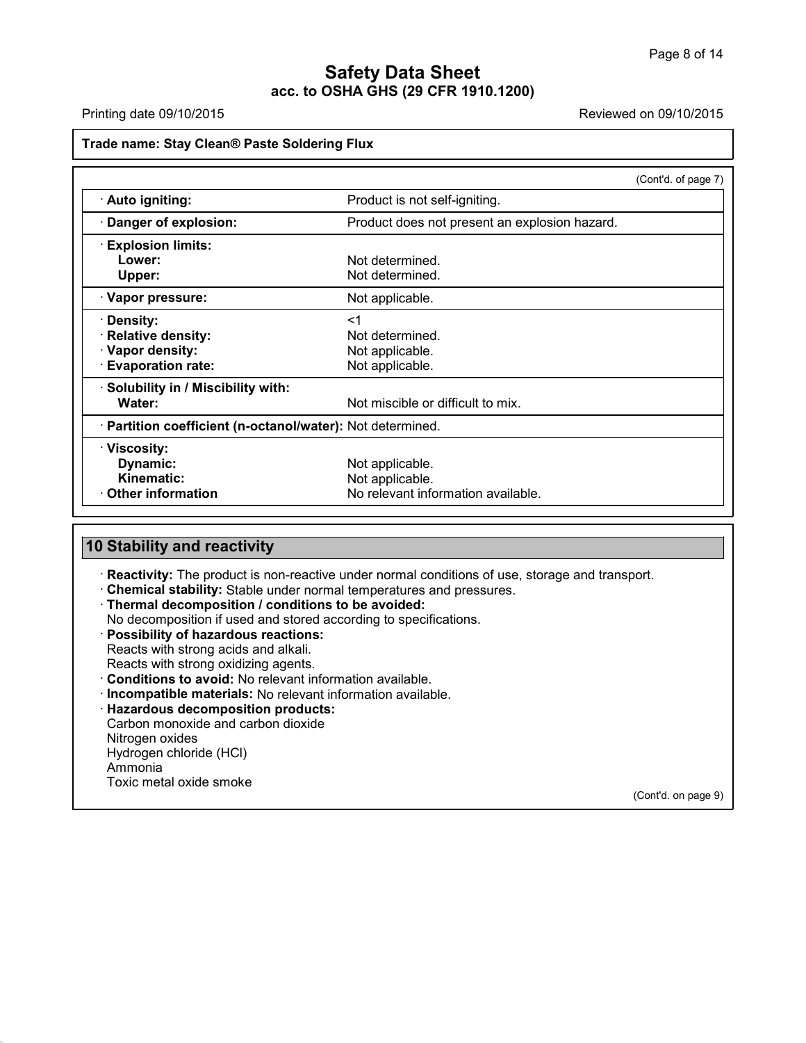Trade name: Stay Clean® Paste Soldering Flux

(Cont'd. of page 7)

| Property | Value |
|---|---|
| · **Auto igniting:** | Product is not self-igniting. |
| · **Danger of explosion:** | Product does not present an explosion hazard. |
| · **Explosion limits:** | |
| **Lower:** | Not determined. |
| **Upper:** | Not determined. |
| · **Vapor pressure:** | Not applicable. |
| · **Density:** | <1 |
| · **Relative density:** | Not determined. |
| · **Vapor density:** | Not applicable. |
| · **Evaporation rate:** | Not applicable. |
| · **Solubility in / Miscibility with:** | |
| **Water:** | Not miscible or difficult to mix. |
| · **Partition coefficient (n-octanol/water):** | Not determined. |
| · **Viscosity:** | |
| **Dynamic:** | Not applicable. |
| **Kinematic:** | Not applicable. |
| · **Other information** | No relevant information available. |

## 10 Stability and reactivity

· **Reactivity:** The product is non-reactive under normal conditions of use, storage and transport.

· **Chemical stability:** Stable under normal temperatures and pressures.

· **Thermal decomposition / conditions to be avoided:**
No decomposition if used and stored according to specifications.

· **Possibility of hazardous reactions:**
Reacts with strong acids and alkali.
Reacts with strong oxidizing agents.

· **Conditions to avoid:** No relevant information available.

· **Incompatible materials:** No relevant information available.

· **Hazardous decomposition products:**
Carbon monoxide and carbon dioxide
Nitrogen oxides
Hydrogen chloride (HCl)
Ammonia
Toxic metal oxide smoke

(Cont'd. on page 9)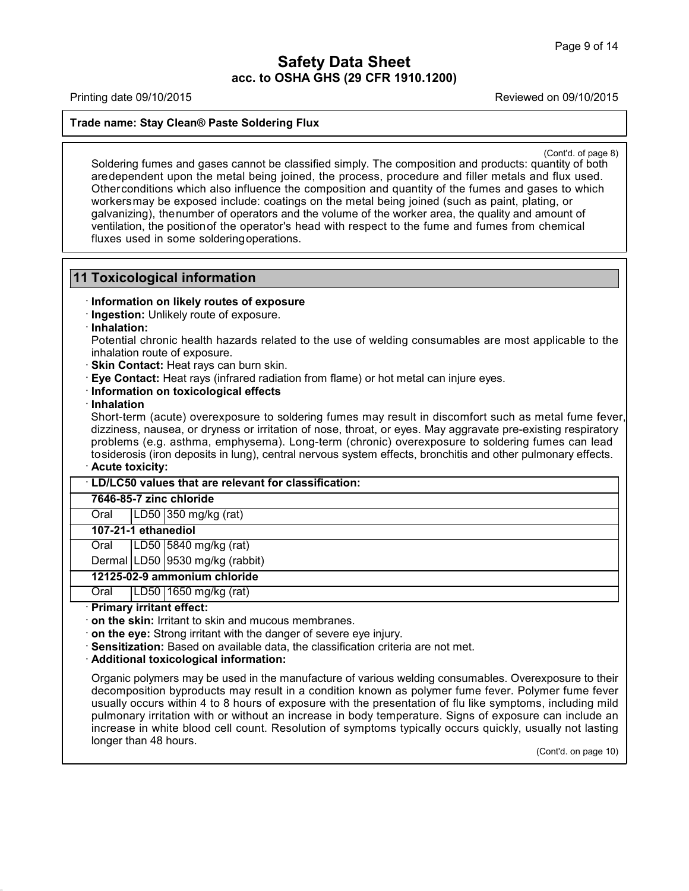**Trade name: Stay Clean® Paste Soldering Flux**

(Cont'd. of page 8)

Soldering fumes and gases cannot be classified simply. The composition and products: quantity of both are dependent upon the metal being joined, the process, procedure and filler metals and flux used. Other conditions which also influence the composition and quantity of the fumes and gases to which workers may be exposed include: coatings on the metal being joined (such as paint, plating, or galvanizing), the number of operators and the volume of the worker area, the quality and amount of ventilation, the position of the operator's head with respect to the fume and fumes from chemical fluxes used in some soldering operations.

## 11 Toxicological information

· **Information on likely routes of exposure**
· **Ingestion:** Unlikely route of exposure.
· **Inhalation:**
Potential chronic health hazards related to the use of welding consumables are most applicable to the inhalation route of exposure.
· **Skin Contact:** Heat rays can burn skin.
· **Eye Contact:** Heat rays (infrared radiation from flame) or hot metal can injure eyes.
· **Information on toxicological effects**
· **Inhalation**
Short-term (acute) overexposure to soldering fumes may result in discomfort such as metal fume fever, dizziness, nausea, or dryness or irritation of nose, throat, or eyes. May aggravate pre-existing respiratory problems (e.g. asthma, emphysema). Long-term (chronic) overexposure to soldering fumes can lead to siderosis (iron deposits in lung), central nervous system effects, bronchitis and other pulmonary effects.
· **Acute toxicity:**

| · **LD/LC50 values that are relevant for classification:** | | |
|---|---|---|
| **7646-85-7 zinc chloride** | | |
| Oral | LD50 | 350 mg/kg (rat) |
| **107-21-1 ethanediol** | | |
| Oral | LD50 | 5840 mg/kg (rat) |
| Dermal | LD50 | 9530 mg/kg (rabbit) |
| **12125-02-9 ammonium chloride** | | |
| Oral | LD50 | 1650 mg/kg (rat) |

· **Primary irritant effect:**
· **on the skin:** Irritant to skin and mucous membranes.
· **on the eye:** Strong irritant with the danger of severe eye injury.
· **Sensitization:** Based on available data, the classification criteria are not met.
· **Additional toxicological information:**

Organic polymers may be used in the manufacture of various welding consumables. Overexposure to their decomposition byproducts may result in a condition known as polymer fume fever. Polymer fume fever usually occurs within 4 to 8 hours of exposure with the presentation of flu like symptoms, including mild pulmonary irritation with or without an increase in body temperature. Signs of exposure can include an increase in white blood cell count. Resolution of symptoms typically occurs quickly, usually not lasting longer than 48 hours.

(Cont'd. on page 10)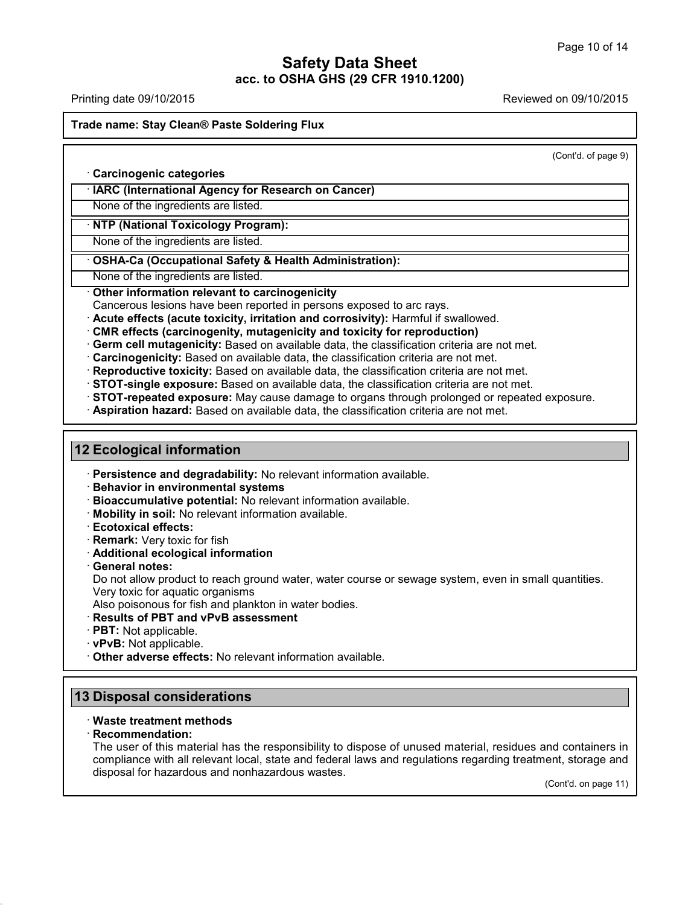(Cont'd. of page 9)

· **Carcinogenic categories**

· **IARC (International Agency for Research on Cancer)**

None of the ingredients are listed.

· **NTP (National Toxicology Program):**

None of the ingredients are listed.

· **OSHA-Ca (Occupational Safety & Health Administration):**

None of the ingredients are listed.

· **Other information relevant to carcinogenicity**
Cancerous lesions have been reported in persons exposed to arc rays.
· **Acute effects (acute toxicity, irritation and corrosivity):** Harmful if swallowed.
· **CMR effects (carcinogenity, mutagenicity and toxicity for reproduction)**
· **Germ cell mutagenicity:** Based on available data, the classification criteria are not met.
· **Carcinogenicity:** Based on available data, the classification criteria are not met.
· **Reproductive toxicity:** Based on available data, the classification criteria are not met.
· **STOT-single exposure:** Based on available data, the classification criteria are not met.
· **STOT-repeated exposure:** May cause damage to organs through prolonged or repeated exposure.
· **Aspiration hazard:** Based on available data, the classification criteria are not met.

## 12 Ecological information

· **Persistence and degradability:** No relevant information available.
· **Behavior in environmental systems**
· **Bioaccumulative potential:** No relevant information available.
· **Mobility in soil:** No relevant information available.
· **Ecotoxical effects:**
· **Remark:** Very toxic for fish
· **Additional ecological information**
· **General notes:**
Do not allow product to reach ground water, water course or sewage system, even in small quantities.
Very toxic for aquatic organisms
Also poisonous for fish and plankton in water bodies.
· **Results of PBT and vPvB assessment**
· **PBT:** Not applicable.
· **vPvB:** Not applicable.
· **Other adverse effects:** No relevant information available.

## 13 Disposal considerations

· **Waste treatment methods**
· **Recommendation:**
The user of this material has the responsibility to dispose of unused material, residues and containers in compliance with all relevant local, state and federal laws and regulations regarding treatment, storage and disposal for hazardous and nonhazardous wastes.

(Cont'd. on page 11)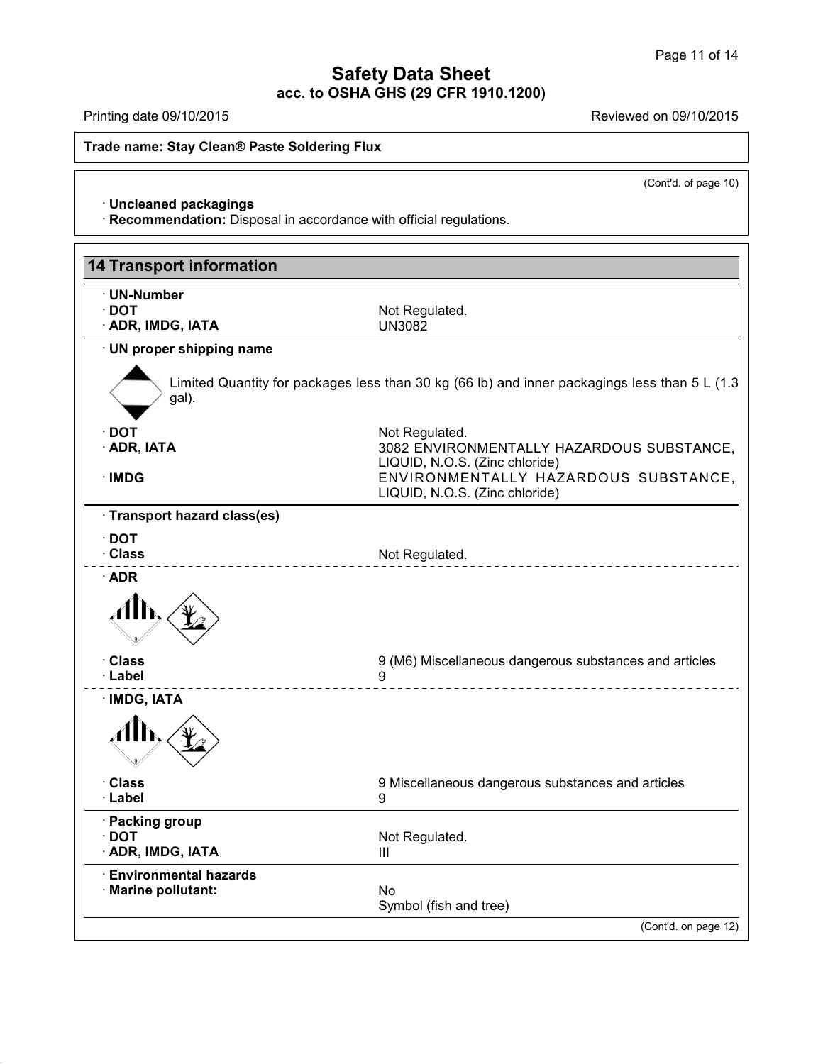**Trade name: Stay Clean® Paste Soldering Flux**

(Cont'd. of page 10)

· **Uncleaned packagings**
· **Recommendation:** Disposal in accordance with official regulations.

## 14 Transport information

· **UN-Number**

| | |
|---|---|
| · **DOT** | Not Regulated. |
| · **ADR, IMDG, IATA** | UN3082 |

· **UN proper shipping name**

Limited Quantity for packages less than 30 kg (66 lb) and inner packagings less than 5 L (1.3 gal).

| | |
|---|---|
| · **DOT** | Not Regulated. |
| · **ADR, IATA** | 3082 ENVIRONMENTALLY HAZARDOUS SUBSTANCE, LIQUID, N.O.S. (Zinc chloride) |
| · **IMDG** | ENVIRONMENTALLY HAZARDOUS SUBSTANCE, LIQUID, N.O.S. (Zinc chloride) |

· **Transport hazard class(es)**

· **DOT**

| | |
|---|---|
| · **Class** | Not Regulated. |

· **ADR**

| | |
|---|---|
| · **Class** | 9 (M6) Miscellaneous dangerous substances and articles |
| · **Label** | 9 |

· **IMDG, IATA**

| | |
|---|---|
| · **Class** | 9 Miscellaneous dangerous substances and articles |
| · **Label** | 9 |

· **Packing group**

| | |
|---|---|
| · **DOT** | Not Regulated. |
| · **ADR, IMDG, IATA** | III |

· **Environmental hazards**

| | |
|---|---|
| · **Marine pollutant:** | No<br>Symbol (fish and tree) |

(Cont'd. on page 12)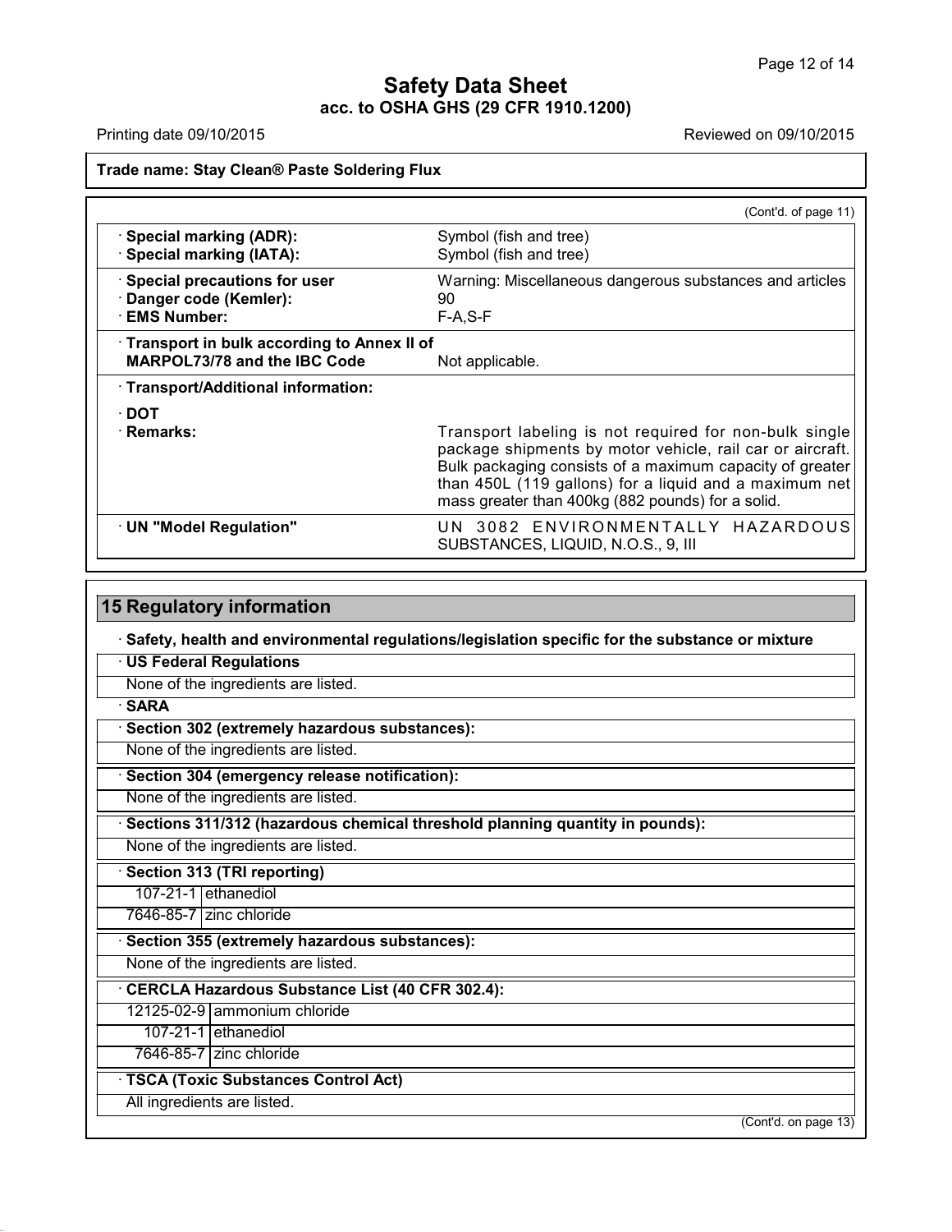**Trade name: Stay Clean® Paste Soldering Flux**

(Cont'd. of page 11)

| | |
|---|---|
| · **Special marking (ADR):** | Symbol (fish and tree) |
| · **Special marking (IATA):** | Symbol (fish and tree) |
| · **Special precautions for user** | Warning: Miscellaneous dangerous substances and articles |
| · **Danger code (Kemler):** | 90 |
| · **EMS Number:** | F-A,S-F |
| · **Transport in bulk according to Annex II of MARPOL73/78 and the IBC Code** | Not applicable. |
| · **Transport/Additional information:** | |
| · **DOT** | |
| · **Remarks:** | Transport labeling is not required for non-bulk single package shipments by motor vehicle, rail car or aircraft. Bulk packaging consists of a maximum capacity of greater than 450L (119 gallons) for a liquid and a maximum net mass greater than 400kg (882 pounds) for a solid. |
| · **UN "Model Regulation"** | UN 3082 ENVIRONMENTALLY HAZARDOUS SUBSTANCES, LIQUID, N.O.S., 9, III |

## 15 Regulatory information

· **Safety, health and environmental regulations/legislation specific for the substance or mixture**

· **US Federal Regulations**

None of the ingredients are listed.

· **SARA**

· **Section 302 (extremely hazardous substances):**

None of the ingredients are listed.

· **Section 304 (emergency release notification):**

None of the ingredients are listed.

· **Sections 311/312 (hazardous chemical threshold planning quantity in pounds):**

None of the ingredients are listed.

· **Section 313 (TRI reporting)**

| | |
|---|---|
| 107-21-1 | ethanediol |
| 7646-85-7 | zinc chloride |

· **Section 355 (extremely hazardous substances):**

None of the ingredients are listed.

· **CERCLA Hazardous Substance List (40 CFR 302.4):**

| | |
|---|---|
| 12125-02-9 | ammonium chloride |
| 107-21-1 | ethanediol |
| 7646-85-7 | zinc chloride |

· **TSCA (Toxic Substances Control Act)**

All ingredients are listed.

(Cont'd. on page 13)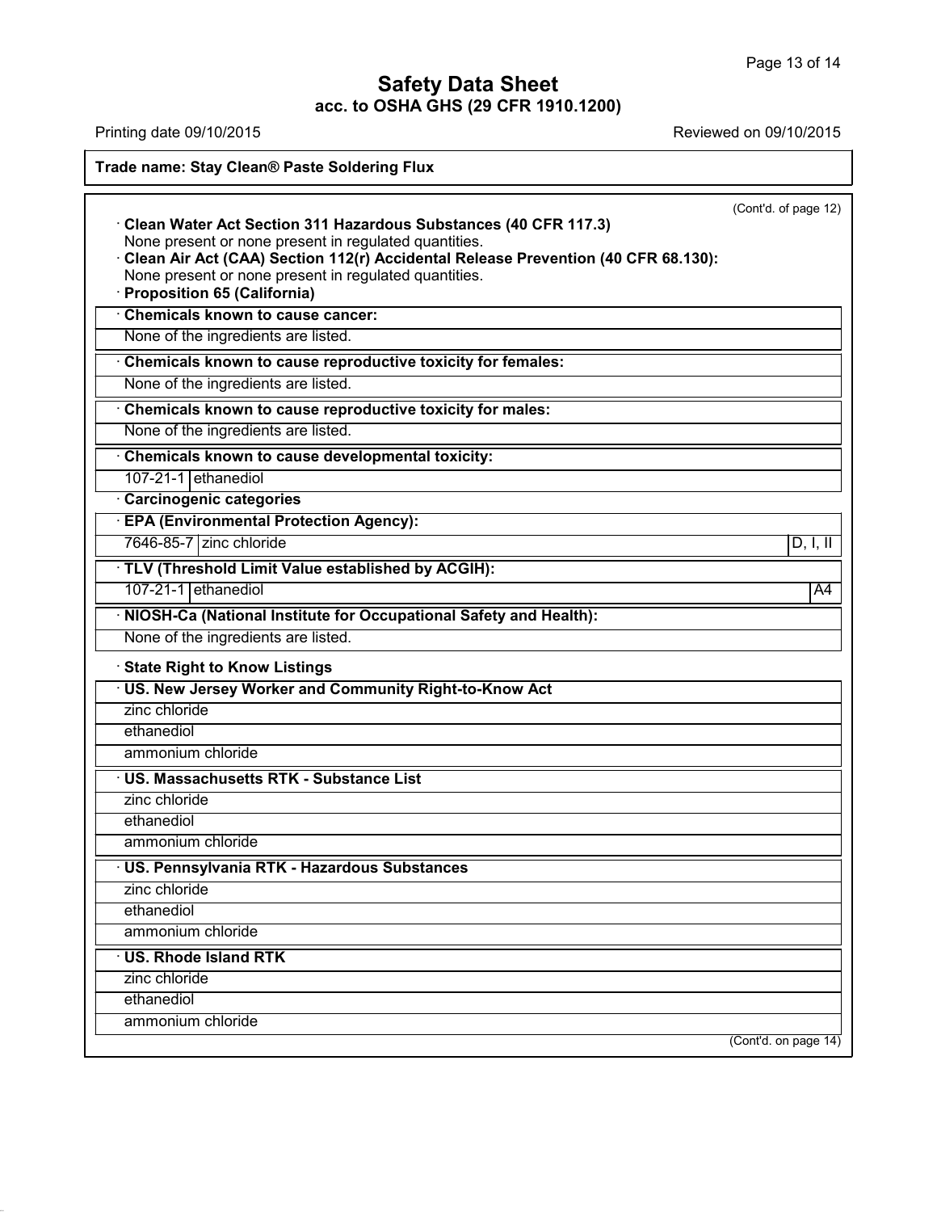**Safety Data Sheet**
**acc. to OSHA GHS (29 CFR 1910.1200)**

Printing date 09/10/2015 Reviewed on 09/10/2015

**Trade name: Stay Clean® Paste Soldering Flux**

(Cont'd. of page 12)

· **Clean Water Act Section 311 Hazardous Substances (40 CFR 117.3)**
None present or none present in regulated quantities.

· **Clean Air Act (CAA) Section 112(r) Accidental Release Prevention (40 CFR 68.130):**
None present or none present in regulated quantities.

· **Proposition 65 (California)**

· **Chemicals known to cause cancer:**
None of the ingredients are listed.

· **Chemicals known to cause reproductive toxicity for females:**
None of the ingredients are listed.

· **Chemicals known to cause reproductive toxicity for males:**
None of the ingredients are listed.

· **Chemicals known to cause developmental toxicity:**

| 107-21-1 | ethanediol |
|---|---|

· **Carcinogenic categories**

· **EPA (Environmental Protection Agency):**

| 7646-85-7 | zinc chloride | D, I, II |
|---|---|---|

· **TLV (Threshold Limit Value established by ACGIH):**

| 107-21-1 | ethanediol | A4 |
|---|---|---|

· **NIOSH-Ca (National Institute for Occupational Safety and Health):**
None of the ingredients are listed.

· **State Right to Know Listings**

· **US. New Jersey Worker and Community Right-to-Know Act**
- zinc chloride
- ethanediol
- ammonium chloride

· **US. Massachusetts RTK - Substance List**
- zinc chloride
- ethanediol
- ammonium chloride

· **US. Pennsylvania RTK - Hazardous Substances**
- zinc chloride
- ethanediol
- ammonium chloride

· **US. Rhode Island RTK**
- zinc chloride
- ethanediol
- ammonium chloride

(Cont'd. on page 14)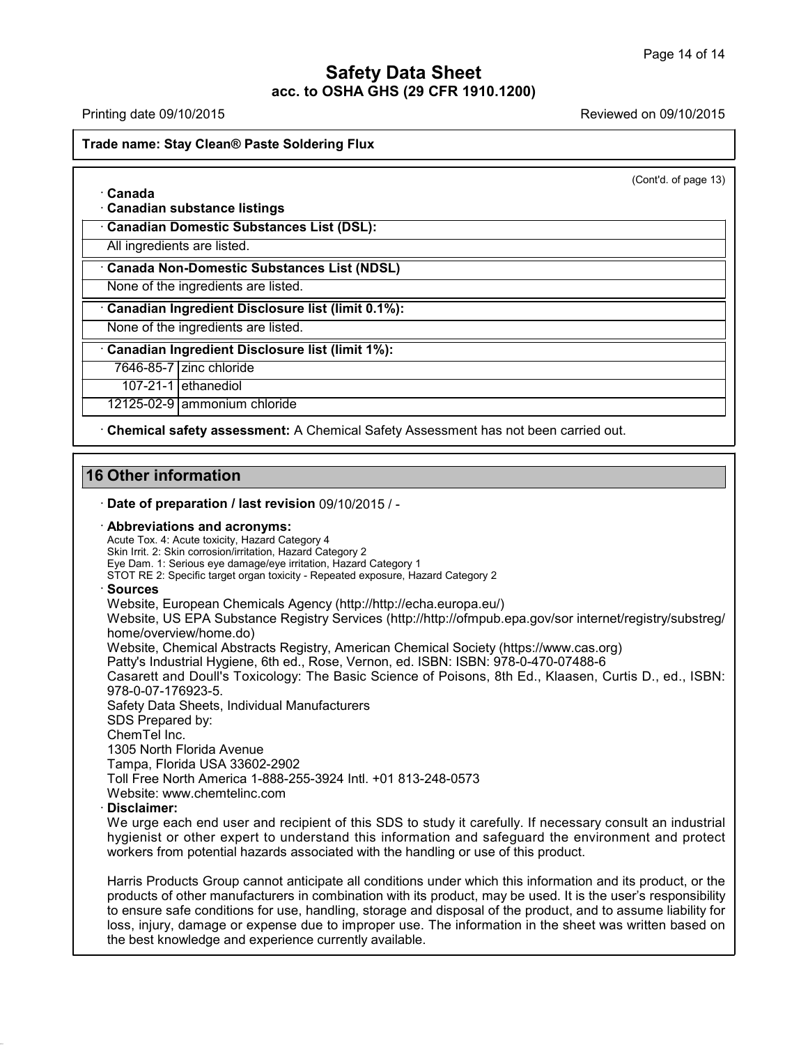(Cont'd. of page 13)

· **Canada**

· **Canadian substance listings**

· **Canadian Domestic Substances List (DSL):**

All ingredients are listed.

· **Canada Non-Domestic Substances List (NDSL)**

None of the ingredients are listed.

· **Canadian Ingredient Disclosure list (limit 0.1%):**

None of the ingredients are listed.

· **Canadian Ingredient Disclosure list (limit 1%):**

| | |
|---|---|
| 7646-85-7 | zinc chloride |
| 107-21-1 | ethanediol |
| 12125-02-9 | ammonium chloride |

· **Chemical safety assessment:** A Chemical Safety Assessment has not been carried out.

## 16 Other information

· **Date of preparation / last revision** 09/10/2015 / -

· **Abbreviations and acronyms:**
Acute Tox. 4: Acute toxicity, Hazard Category 4
Skin Irrit. 2: Skin corrosion/irritation, Hazard Category 2
Eye Dam. 1: Serious eye damage/eye irritation, Hazard Category 1
STOT RE 2: Specific target organ toxicity - Repeated exposure, Hazard Category 2

· **Sources**
Website, European Chemicals Agency (http://http://echa.europa.eu/)
Website, US EPA Substance Registry Services (http://http://ofmpub.epa.gov/sor internet/registry/substreg/home/overview/home.do)
Website, Chemical Abstracts Registry, American Chemical Society (https://www.cas.org)
Patty's Industrial Hygiene, 6th ed., Rose, Vernon, ed. ISBN: ISBN: 978-0-470-07488-6
Casarett and Doull's Toxicology: The Basic Science of Poisons, 8th Ed., Klaasen, Curtis D., ed., ISBN: 978-0-07-176923-5.
Safety Data Sheets, Individual Manufacturers
SDS Prepared by:
ChemTel Inc.
1305 North Florida Avenue
Tampa, Florida USA 33602-2902
Toll Free North America 1-888-255-3924 Intl. +01 813-248-0573
Website: www.chemtelinc.com

· **Disclaimer:**
We urge each end user and recipient of this SDS to study it carefully. If necessary consult an industrial hygienist or other expert to understand this information and safeguard the environment and protect workers from potential hazards associated with the handling or use of this product.

Harris Products Group cannot anticipate all conditions under which this information and its product, or the products of other manufacturers in combination with its product, may be used. It is the user's responsibility to ensure safe conditions for use, handling, storage and disposal of the product, and to assume liability for loss, injury, damage or expense due to improper use. The information in the sheet was written based on the best knowledge and experience currently available.